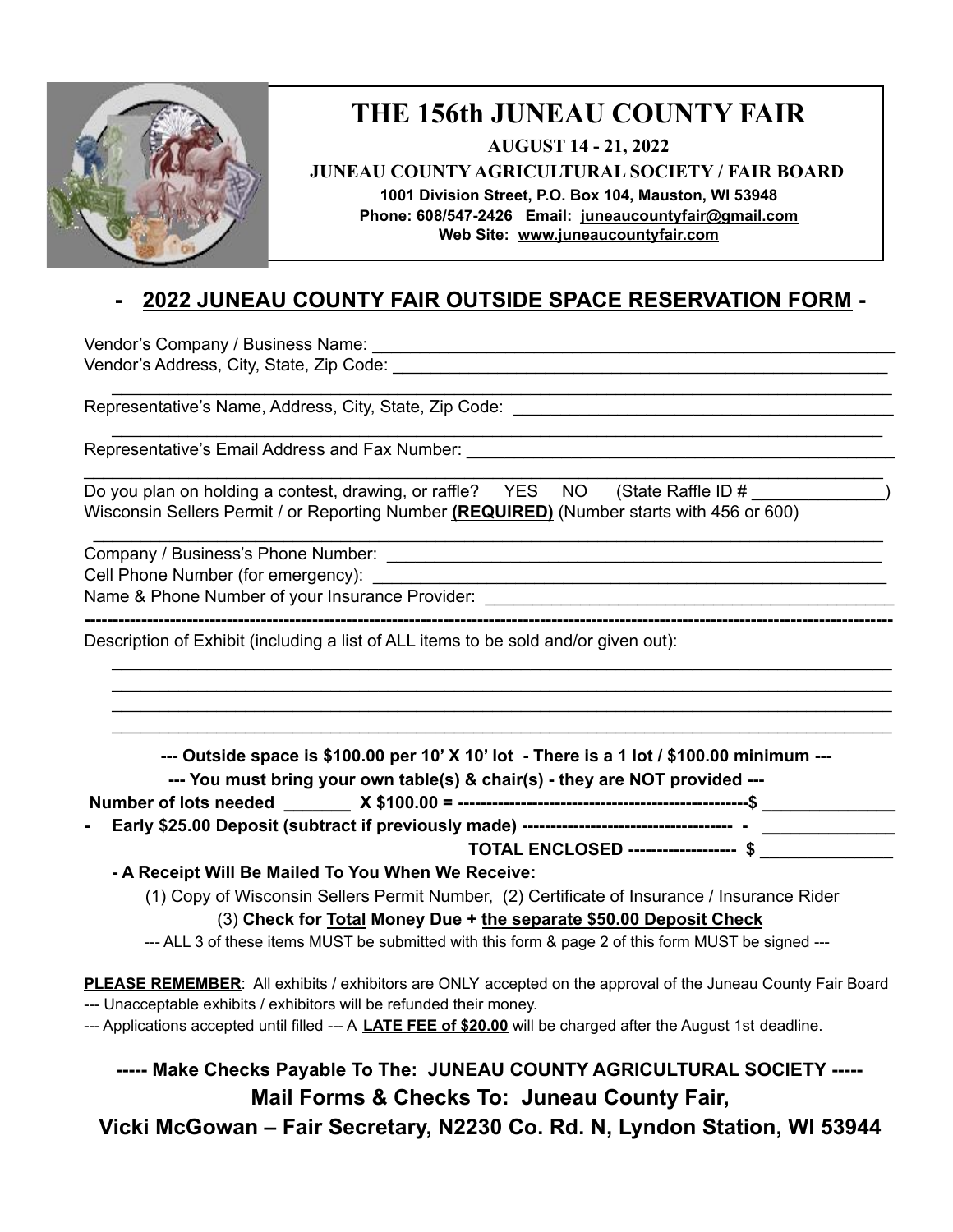# THE 156th JUNEAU COUNTY FAIR

**AUGUST 14 - 21, 2022**

**JUNEAU COUNTY AGRICULTURAL SOCIETY / FAIR BOARD**

**1001 Division Street, P.O. Box 104, Mauston, WI 53948**

**Phone: 608/547-2426 Email: juneaucountyfair@gmail.com**

**Web Site: www.juneaucountyfair.com**

## - 2022 JUNEAU COUNTY FAIR OUTSIDE SPACE RESERVATION FORM -

Vendor's Company / Business Name: ____________________________________________

Vendor's Address, City, State, Zip Code: ____________________________________________

____________________________________________

Representative's Name, Address, City, State, Zip Code: ____________________________________________

____________________________________________

Representative's Email Address and Fax Number: ____________________________________________

____________________________________________

Do you plan on holding a contest, drawing, or raffle? YES NO (State Raffle ID # ______________)

Wisconsin Sellers Permit / or Reporting Number **(REQUIRED)** (Number starts with 456 or 600)

____________________________________________

Company / Business's Phone Number: ____________________________________________

Cell Phone Number (for emergency): ____________________________________________

Name & Phone Number of your Insurance Provider: ____________________________________________

---

Description of Exhibit (including a list of ALL items to be sold and/or given out):

____________________________________________

____________________________________________

____________________________________________

____________________________________________

**--- Outside space is $100.00 per 10' X 10' lot - There is a 1 lot / $100.00 minimum ---**

**--- You must bring your own table(s) & chair(s) - they are NOT provided ---**

**Number of lots needed _______ X $100.00 = --------------------------------------------------$ ______________**

**- Early $25.00 Deposit (subtract if previously made) ------------------------------------ - ______________**

**TOTAL ENCLOSED ------------------- $ ______________**

**- A Receipt Will Be Mailed To You When We Receive:**

(1) Copy of Wisconsin Sellers Permit Number, (2) Certificate of Insurance / Insurance Rider

(3) **Check for Total Money Due + the separate $50.00 Deposit Check**

--- ALL 3 of these items MUST be submitted with this form & page 2 of this form MUST be signed ---

**PLEASE REMEMBER**: All exhibits / exhibitors are ONLY accepted on the approval of the Juneau County Fair Board

--- Unacceptable exhibits / exhibitors will be refunded their money.

--- Applications accepted until filled --- A **LATE FEE of $20.00** will be charged after the August 1st deadline.

**----- Make Checks Payable To The: JUNEAU COUNTY AGRICULTURAL SOCIETY -----**

**Mail Forms & Checks To: Juneau County Fair,**

**Vicki McGowan – Fair Secretary, N2230 Co. Rd. N, Lyndon Station, WI 53944**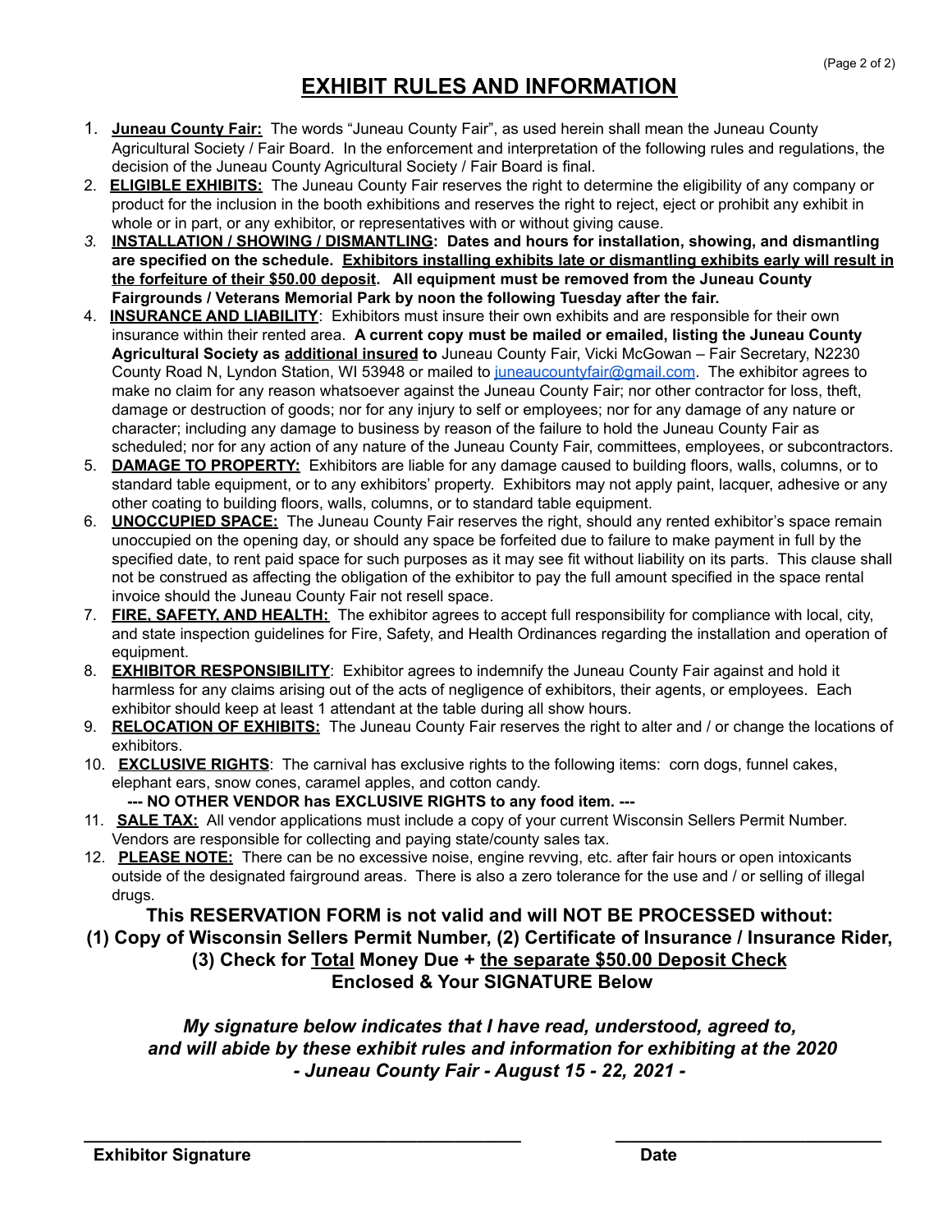# EXHIBIT RULES AND INFORMATION

1. **Juneau County Fair:** The words "Juneau County Fair", as used herein shall mean the Juneau County Agricultural Society / Fair Board. In the enforcement and interpretation of the following rules and regulations, the decision of the Juneau County Agricultural Society / Fair Board is final.
2. **ELIGIBLE EXHIBITS:** The Juneau County Fair reserves the right to determine the eligibility of any company or product for the inclusion in the booth exhibitions and reserves the right to reject, eject or prohibit any exhibit in whole or in part, or any exhibitor, or representatives with or without giving cause.
3. **INSTALLATION / SHOWING / DISMANTLING: Dates and hours for installation, showing, and dismantling are specified on the schedule. Exhibitors installing exhibits late or dismantling exhibits early will result in the forfeiture of their $50.00 deposit. All equipment must be removed from the Juneau County Fairgrounds / Veterans Memorial Park by noon the following Tuesday after the fair.**
4. **INSURANCE AND LIABILITY**: Exhibitors must insure their own exhibits and are responsible for their own insurance within their rented area. **A current copy must be mailed or emailed, listing the Juneau County Agricultural Society as additional insured to** Juneau County Fair, Vicki McGowan – Fair Secretary, N2230 County Road N, Lyndon Station, WI 53948 or mailed to juneaucountyfair@gmail.com. The exhibitor agrees to make no claim for any reason whatsoever against the Juneau County Fair; nor other contractor for loss, theft, damage or destruction of goods; nor for any injury to self or employees; nor for any damage of any nature or character; including any damage to business by reason of the failure to hold the Juneau County Fair as scheduled; nor for any action of any nature of the Juneau County Fair, committees, employees, or subcontractors.
5. **DAMAGE TO PROPERTY:** Exhibitors are liable for any damage caused to building floors, walls, columns, or to standard table equipment, or to any exhibitors' property. Exhibitors may not apply paint, lacquer, adhesive or any other coating to building floors, walls, columns, or to standard table equipment.
6. **UNOCCUPIED SPACE:** The Juneau County Fair reserves the right, should any rented exhibitor's space remain unoccupied on the opening day, or should any space be forfeited due to failure to make payment in full by the specified date, to rent paid space for such purposes as it may see fit without liability on its parts. This clause shall not be construed as affecting the obligation of the exhibitor to pay the full amount specified in the space rental invoice should the Juneau County Fair not resell space.
7. **FIRE, SAFETY, AND HEALTH:** The exhibitor agrees to accept full responsibility for compliance with local, city, and state inspection guidelines for Fire, Safety, and Health Ordinances regarding the installation and operation of equipment.
8. **EXHIBITOR RESPONSIBILITY**: Exhibitor agrees to indemnify the Juneau County Fair against and hold it harmless for any claims arising out of the acts of negligence of exhibitors, their agents, or employees. Each exhibitor should keep at least 1 attendant at the table during all show hours.
9. **RELOCATION OF EXHIBITS:** The Juneau County Fair reserves the right to alter and / or change the locations of exhibitors.
10. **EXCLUSIVE RIGHTS**: The carnival has exclusive rights to the following items: corn dogs, funnel cakes, elephant ears, snow cones, caramel apples, and cotton candy.
    **--- NO OTHER VENDOR has EXCLUSIVE RIGHTS to any food item. ---**
11. **SALE TAX:** All vendor applications must include a copy of your current Wisconsin Sellers Permit Number. Vendors are responsible for collecting and paying state/county sales tax.
12. **PLEASE NOTE:** There can be no excessive noise, engine revving, etc. after fair hours or open intoxicants outside of the designated fairground areas. There is also a zero tolerance for the use and / or selling of illegal drugs.

**This RESERVATION FORM is not valid and will NOT BE PROCESSED without:**
**(1) Copy of Wisconsin Sellers Permit Number, (2) Certificate of Insurance / Insurance Rider, (3) Check for Total Money Due + the separate $50.00 Deposit Check Enclosed & Your SIGNATURE Below**

***My signature below indicates that I have read, understood, agreed to, and will abide by these exhibit rules and information for exhibiting at the 2020 - Juneau County Fair - August 15 - 22, 2021 -***

______________________________ ______________________

**Exhibitor Signature** **Date**